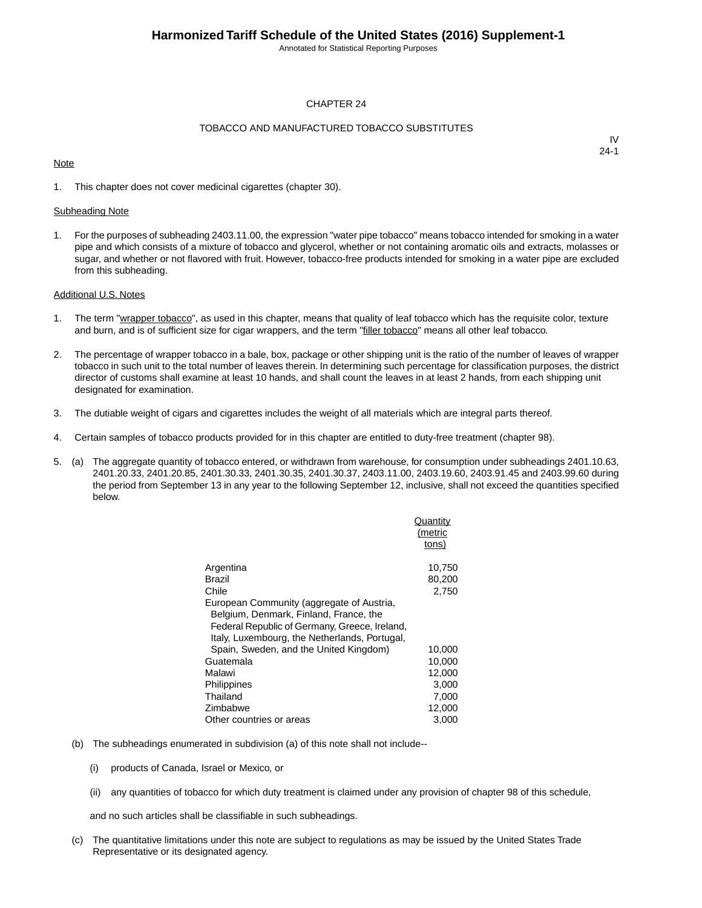# CHAPTER 24

## TOBACCO AND MANUFACTURED TOBACCO SUBSTITUTES

IV
24-1

Note

1. This chapter does not cover medicinal cigarettes (chapter 30).

Subheading Note

1. For the purposes of subheading 2403.11.00, the expression "water pipe tobacco" means tobacco intended for smoking in a water pipe and which consists of a mixture of tobacco and glycerol, whether or not containing aromatic oils and extracts, molasses or sugar, and whether or not flavored with fruit. However, tobacco-free products intended for smoking in a water pipe are excluded from this subheading.

Additional U.S. Notes

1. The term "wrapper tobacco", as used in this chapter, means that quality of leaf tobacco which has the requisite color, texture and burn, and is of sufficient size for cigar wrappers, and the term "filler tobacco" means all other leaf tobacco.

2. The percentage of wrapper tobacco in a bale, box, package or other shipping unit is the ratio of the number of leaves of wrapper tobacco in such unit to the total number of leaves therein. In determining such percentage for classification purposes, the district director of customs shall examine at least 10 hands, and shall count the leaves in at least 2 hands, from each shipping unit designated for examination.

3. The dutiable weight of cigars and cigarettes includes the weight of all materials which are integral parts thereof.

4. Certain samples of tobacco products provided for in this chapter are entitled to duty-free treatment (chapter 98).

5. (a) The aggregate quantity of tobacco entered, or withdrawn from warehouse, for consumption under subheadings 2401.10.63, 2401.20.33, 2401.20.85, 2401.30.33, 2401.30.35, 2401.30.37, 2403.11.00, 2403.19.60, 2403.91.45 and 2403.99.60 during the period from September 13 in any year to the following September 12, inclusive, shall not exceed the quantities specified below.

| | Quantity (metric tons) |
|---|---|
| Argentina | 10,750 |
| Brazil | 80,200 |
| Chile | 2,750 |
| European Community (aggregate of Austria, Belgium, Denmark, Finland, France, the Federal Republic of Germany, Greece, Ireland, Italy, Luxembourg, the Netherlands, Portugal, Spain, Sweden, and the United Kingdom) | 10,000 |
| Guatemala | 10,000 |
| Malawi | 12,000 |
| Philippines | 3,000 |
| Thailand | 7,000 |
| Zimbabwe | 12,000 |
| Other countries or areas | 3,000 |

(b) The subheadings enumerated in subdivision (a) of this note shall not include--

(i) products of Canada, Israel or Mexico, or

(ii) any quantities of tobacco for which duty treatment is claimed under any provision of chapter 98 of this schedule,

and no such articles shall be classifiable in such subheadings.

(c) The quantitative limitations under this note are subject to regulations as may be issued by the United States Trade Representative or its designated agency.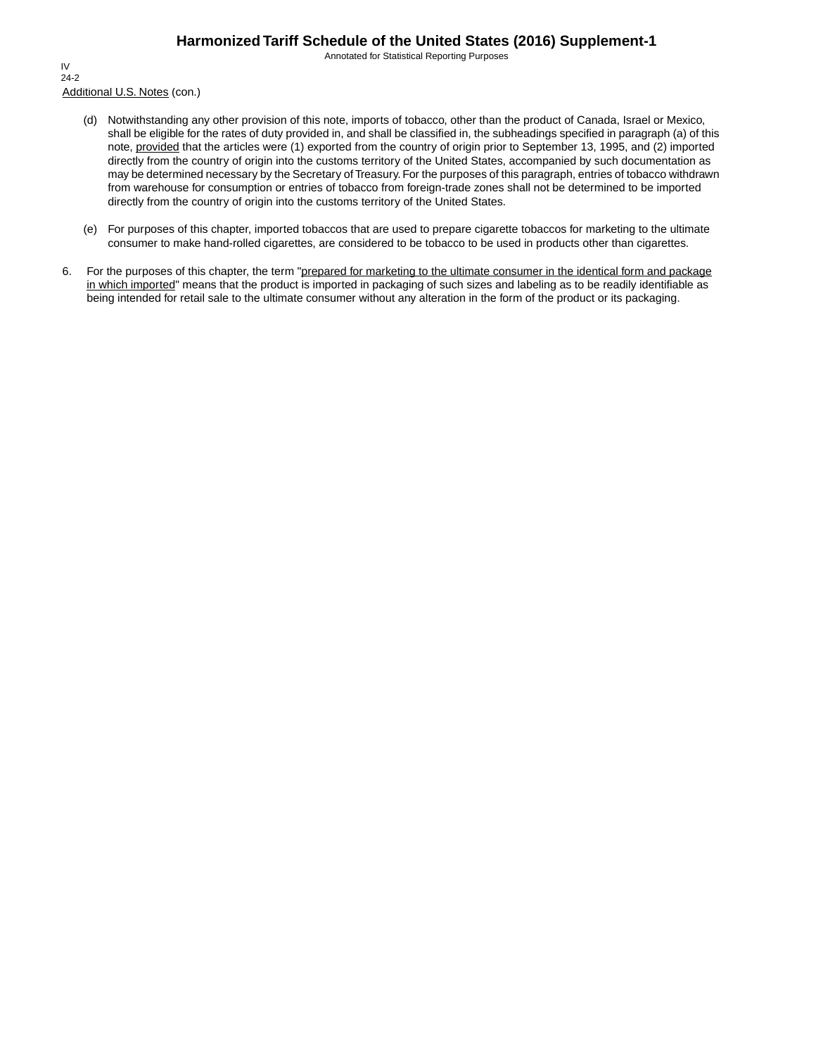Additional U.S. Notes (con.)

(d) Notwithstanding any other provision of this note, imports of tobacco, other than the product of Canada, Israel or Mexico, shall be eligible for the rates of duty provided in, and shall be classified in, the subheadings specified in paragraph (a) of this note, provided that the articles were (1) exported from the country of origin prior to September 13, 1995, and (2) imported directly from the country of origin into the customs territory of the United States, accompanied by such documentation as may be determined necessary by the Secretary of Treasury. For the purposes of this paragraph, entries of tobacco withdrawn from warehouse for consumption or entries of tobacco from foreign-trade zones shall not be determined to be imported directly from the country of origin into the customs territory of the United States.

(e) For purposes of this chapter, imported tobaccos that are used to prepare cigarette tobaccos for marketing to the ultimate consumer to make hand-rolled cigarettes, are considered to be tobacco to be used in products other than cigarettes.

6. For the purposes of this chapter, the term "prepared for marketing to the ultimate consumer in the identical form and package in which imported" means that the product is imported in packaging of such sizes and labeling as to be readily identifiable as being intended for retail sale to the ultimate consumer without any alteration in the form of the product or its packaging.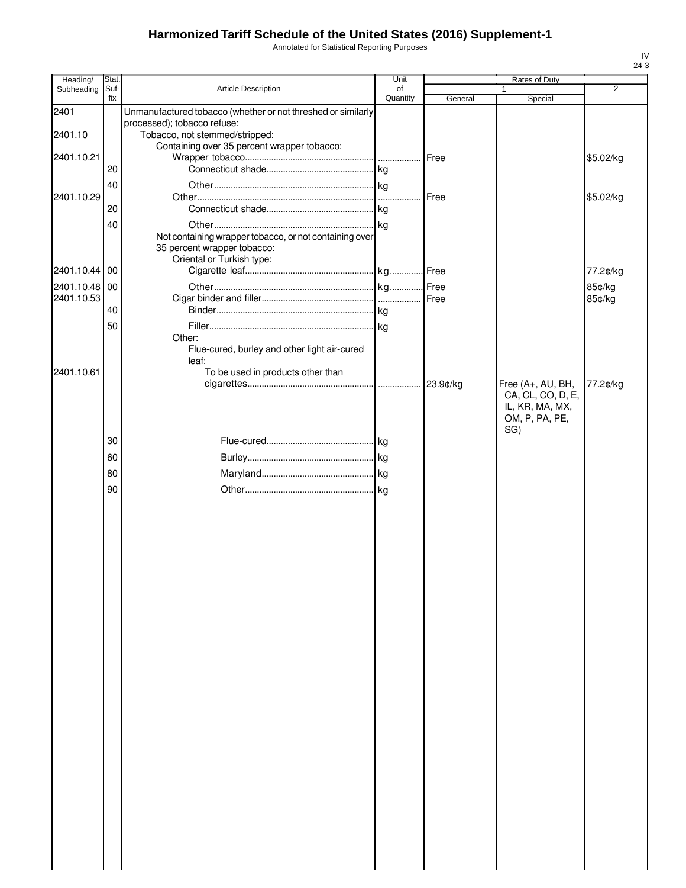# Harmonized Tariff Schedule of the United States (2016) Supplement-1

Annotated for Statistical Reporting Purposes

| Heading/ Subheading | Stat. Suf- fix | Article Description | Unit of Quantity | Rates of Duty 1 General | Special | 2 |
|---|---|---|---|---|---|---|
| 2401 | | Unmanufactured tobacco (whether or not threshed or similarly processed); tobacco refuse: | | | | |
| 2401.10 | | Tobacco, not stemmed/stripped: | | | | |
| | | Containing over 35 percent wrapper tobacco: | | | | |
| 2401.10.21 | | Wrapper tobacco | | Free | | $5.02/kg |
| | 20 | Connecticut shade | kg | | | |
| | 40 | Other | kg | | | |
| 2401.10.29 | | Other | | Free | | $5.02/kg |
| | 20 | Connecticut shade | kg | | | |
| | 40 | Other | kg | | | |
| | | Not containing wrapper tobacco, or not containing over 35 percent wrapper tobacco: | | | | |
| | | Oriental or Turkish type: | | | | |
| 2401.10.44 | 00 | Cigarette leaf | kg | Free | | 77.2¢/kg |
| 2401.10.48 | 00 | Other | kg | Free | | 85¢/kg |
| 2401.10.53 | | Cigar binder and filler | | Free | | 85¢/kg |
| | 40 | Binder | kg | | | |
| | 50 | Filler | kg | | | |
| | | Other: | | | | |
| | | Flue-cured, burley and other light air-cured leaf: | | | | |
| 2401.10.61 | | To be used in products other than cigarettes | | 23.9¢/kg | Free (A+, AU, BH, CA, CL, CO, D, E, IL, KR, MA, MX, OM, P, PA, PE, SG) | 77.2¢/kg |
| | 30 | Flue-cured | kg | | | |
| | 60 | Burley | kg | | | |
| | 80 | Maryland | kg | | | |
| | 90 | Other | kg | | | |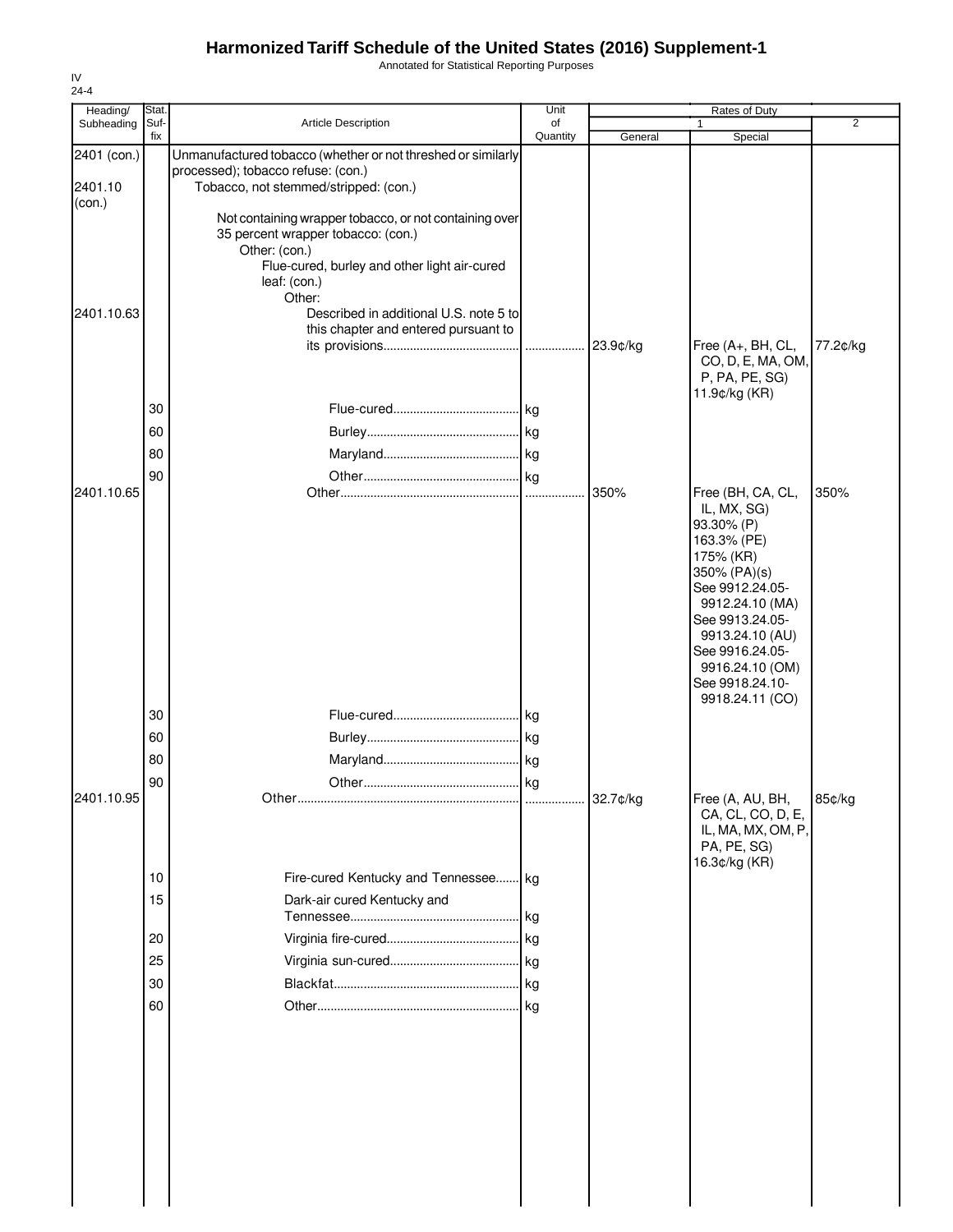# Harmonized Tariff Schedule of the United States (2016) Supplement-1

Annotated for Statistical Reporting Purposes

IV
24-4

| Heading/ Subheading | Stat. Suf- fix | Article Description | Unit of Quantity | Rates of Duty 1 General | Special | 2 |
|---|---|---|---|---|---|---|
| 2401 (con.) | | Unmanufactured tobacco (whether or not threshed or similarly processed); tobacco refuse: (con.) | | | | |
| 2401.10 (con.) | | Tobacco, not stemmed/stripped: (con.) | | | | |
| | | Not containing wrapper tobacco, or not containing over 35 percent wrapper tobacco: (con.) | | | | |
| | | Other: (con.) | | | | |
| | | Flue-cured, burley and other light air-cured leaf: (con.) | | | | |
| | | Other: | | | | |
| 2401.10.63 | | Described in additional U.S. note 5 to this chapter and entered pursuant to its provisions | | 23.9¢/kg | Free (A+, BH, CL, CO, D, E, MA, OM, P, PA, PE, SG) 11.9¢/kg (KR) | 77.2¢/kg |
| | 30 | Flue-cured | kg | | | |
| | 60 | Burley | kg | | | |
| | 80 | Maryland | kg | | | |
| | 90 | Other | kg | | | |
| 2401.10.65 | | Other | | 350% | Free (BH, CA, CL, IL, MX, SG) 93.30% (P) 163.3% (PE) 175% (KR) 350% (PA)(s) See 9912.24.05-9912.24.10 (MA) See 9913.24.05-9913.24.10 (AU) See 9916.24.05-9916.24.10 (OM) See 9918.24.10-9918.24.11 (CO) | 350% |
| | 30 | Flue-cured | kg | | | |
| | 60 | Burley | kg | | | |
| | 80 | Maryland | kg | | | |
| | 90 | Other | kg | | | |
| 2401.10.95 | | Other | | 32.7¢/kg | Free (A, AU, BH, CA, CL, CO, D, E, IL, MA, MX, OM, P, PA, PE, SG) 16.3¢/kg (KR) | 85¢/kg |
| | 10 | Fire-cured Kentucky and Tennessee | kg | | | |
| | 15 | Dark-air cured Kentucky and Tennessee | kg | | | |
| | 20 | Virginia fire-cured | kg | | | |
| | 25 | Virginia sun-cured | kg | | | |
| | 30 | Blackfat | kg | | | |
| | 60 | Other | kg | | | |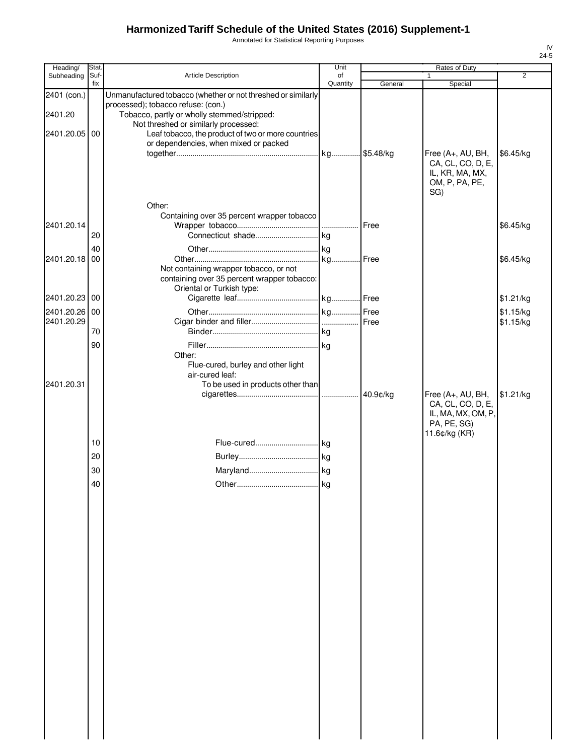# Harmonized Tariff Schedule of the United States (2016) Supplement-1

Annotated for Statistical Reporting Purposes

IV
24-5

| Heading/ Subheading | Stat. Suf-fix | Article Description | Unit of Quantity | Rates of Duty 1 General | Rates of Duty 1 Special | Rates of Duty 2 |
|---|---|---|---|---|---|---|
| 2401 (con.) | | Unmanufactured tobacco (whether or not threshed or similarly processed); tobacco refuse: (con.) | | | | |
| 2401.20 | | Tobacco, partly or wholly stemmed/stripped: | | | | |
| | | Not threshed or similarly processed: | | | | |
| 2401.20.05 | 00 | Leaf tobacco, the product of two or more countries or dependencies, when mixed or packed together | kg | $5.48/kg | Free (A+, AU, BH, CA, CL, CO, D, E, IL, KR, MA, MX, OM, P, PA, PE, SG) | $6.45/kg |
| | | Other: | | | | |
| | | Containing over 35 percent wrapper tobacco | | | | |
| 2401.20.14 | | Wrapper tobacco | | Free | | $6.45/kg |
| | 20 | Connecticut shade | kg | | | |
| | 40 | Other | kg | | | |
| 2401.20.18 | 00 | Other | kg | Free | | $6.45/kg |
| | | Not containing wrapper tobacco, or not containing over 35 percent wrapper tobacco: | | | | |
| | | Oriental or Turkish type: | | | | |
| 2401.20.23 | 00 | Cigarette leaf | kg | Free | | $1.21/kg |
| 2401.20.26 | 00 | Other | kg | Free | | $1.15/kg |
| 2401.20.29 | | Cigar binder and filler | | Free | | $1.15/kg |
| | 70 | Binder | kg | | | |
| | 90 | Filler | kg | | | |
| | | Other: | | | | |
| | | Flue-cured, burley and other light air-cured leaf: | | | | |
| 2401.20.31 | | To be used in products other than cigarettes | | 40.9¢/kg | Free (A+, AU, BH, CA, CL, CO, D, E, IL, MA, MX, OM, P, PA, PE, SG) 11.6¢/kg (KR) | $1.21/kg |
| | 10 | Flue-cured | kg | | | |
| | 20 | Burley | kg | | | |
| | 30 | Maryland | kg | | | |
| | 40 | Other | kg | | | |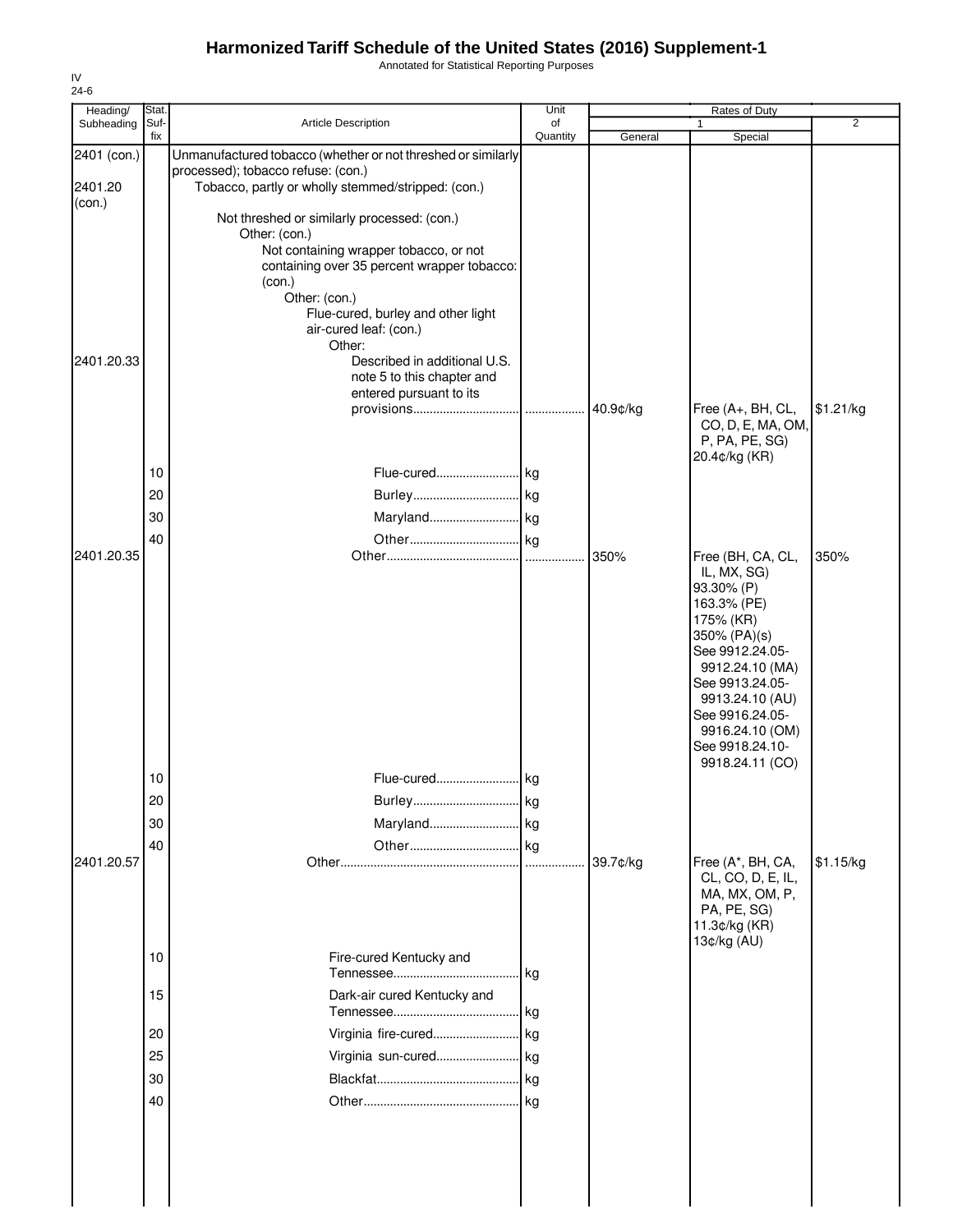# Harmonized Tariff Schedule of the United States (2016) Supplement-1

Annotated for Statistical Reporting Purposes

IV
24-6

| Heading/ Subheading | Stat. Suf- fix | Article Description | Unit of Quantity | Rates of Duty 1 General | 1 Special | 2 |
|---|---|---|---|---|---|---|
| 2401 (con.) | | Unmanufactured tobacco (whether or not threshed or similarly processed); tobacco refuse: (con.) | | | | |
| 2401.20 (con.) | | Tobacco, partly or wholly stemmed/stripped: (con.) | | | | |
| | | Not threshed or similarly processed: (con.) | | | | |
| | | Other: (con.) | | | | |
| | | Not containing wrapper tobacco, or not containing over 35 percent wrapper tobacco: (con.) | | | | |
| | | Other: (con.) | | | | |
| | | Flue-cured, burley and other light air-cured leaf: (con.) | | | | |
| | | Other: | | | | |
| 2401.20.33 | | Described in additional U.S. note 5 to this chapter and entered pursuant to its provisions | | 40.9¢/kg | Free (A+, BH, CL, CO, D, E, MA, OM, P, PA, PE, SG) 20.4¢/kg (KR) | $1.21/kg |
| | 10 | Flue-cured | kg | | | |
| | 20 | Burley | kg | | | |
| | 30 | Maryland | kg | | | |
| | 40 | Other | kg | | | |
| 2401.20.35 | | Other | | 350% | Free (BH, CA, CL, IL, MX, SG) 93.30% (P) 163.3% (PE) 175% (KR) 350% (PA)(s) See 9912.24.05-9912.24.10 (MA) See 9913.24.05-9913.24.10 (AU) See 9916.24.05-9916.24.10 (OM) See 9918.24.10-9918.24.11 (CO) | 350% |
| | 10 | Flue-cured | kg | | | |
| | 20 | Burley | kg | | | |
| | 30 | Maryland | kg | | | |
| | 40 | Other | kg | | | |
| 2401.20.57 | | Other | | 39.7¢/kg | Free (A*, BH, CA, CL, CO, D, E, IL, MA, MX, OM, P, PA, PE, SG) 11.3¢/kg (KR) 13¢/kg (AU) | $1.15/kg |
| | 10 | Fire-cured Kentucky and Tennessee | kg | | | |
| | 15 | Dark-air cured Kentucky and Tennessee | kg | | | |
| | 20 | Virginia fire-cured | kg | | | |
| | 25 | Virginia sun-cured | kg | | | |
| | 30 | Blackfat | kg | | | |
| | 40 | Other | kg | | | |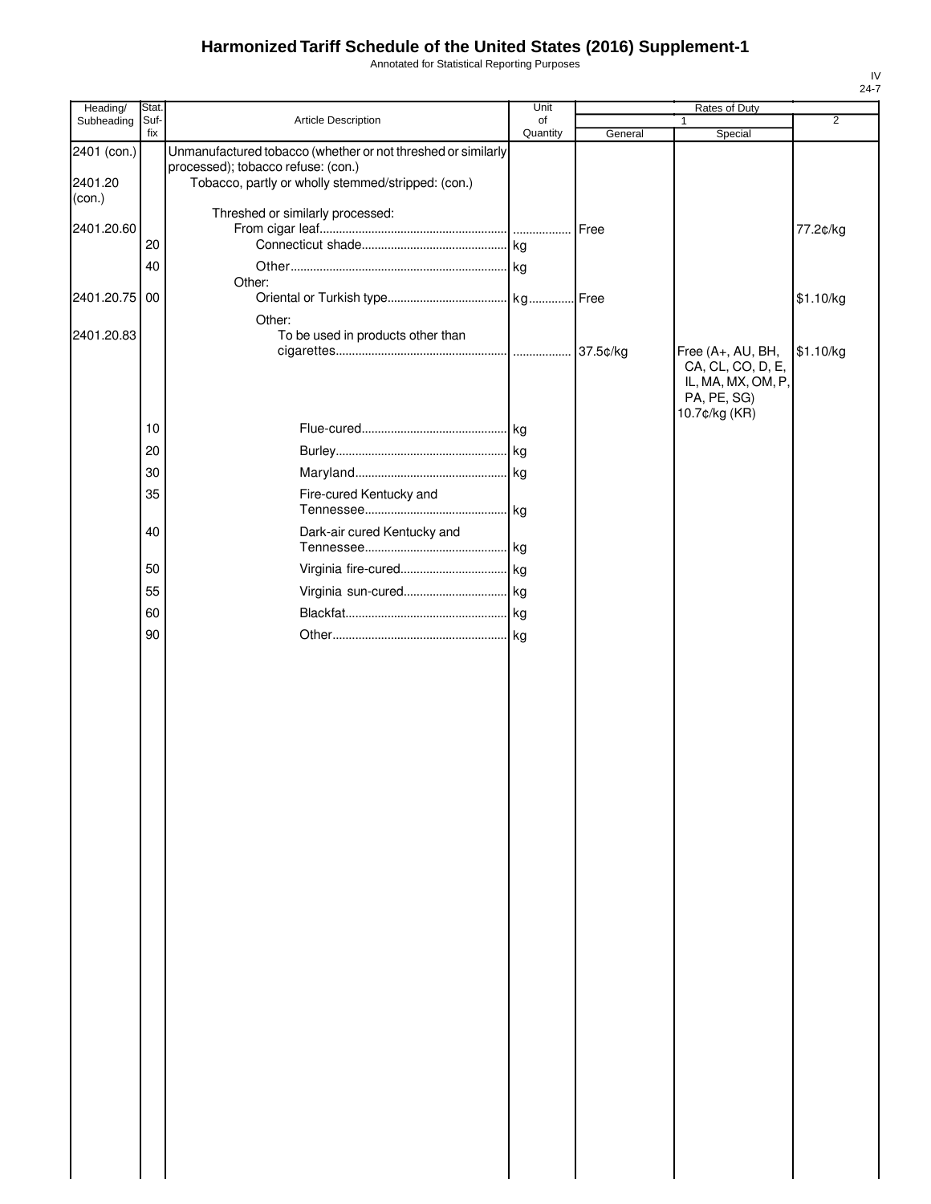# Harmonized Tariff Schedule of the United States (2016) Supplement-1

Annotated for Statistical Reporting Purposes

IV
24-7

| Heading/ Subheading | Stat. Suf- fix | Article Description | Unit of Quantity | Rates of Duty 1 General | Rates of Duty 1 Special | Rates of Duty 2 |
|---|---|---|---|---|---|---|
| 2401 (con.) | | Unmanufactured tobacco (whether or not threshed or similarly processed); tobacco refuse: (con.) | | | | |
| 2401.20 (con.) | | Tobacco, partly or wholly stemmed/stripped: (con.) | | | | |
| | | Threshed or similarly processed: | | | | |
| 2401.20.60 | | From cigar leaf | | Free | | 77.2¢/kg |
| | 20 | Connecticut shade | kg | | | |
| | 40 | Other | kg | | | |
| | | Other: | | | | |
| 2401.20.75 | 00 | Oriental or Turkish type | kg | Free | | $1.10/kg |
| | | Other: | | | | |
| 2401.20.83 | | To be used in products other than cigarettes | | 37.5¢/kg | Free (A+, AU, BH, CA, CL, CO, D, E, IL, MA, MX, OM, P, PA, PE, SG) 10.7¢/kg (KR) | $1.10/kg |
| | 10 | Flue-cured | kg | | | |
| | 20 | Burley | kg | | | |
| | 30 | Maryland | kg | | | |
| | 35 | Fire-cured Kentucky and Tennessee | kg | | | |
| | 40 | Dark-air cured Kentucky and Tennessee | kg | | | |
| | 50 | Virginia fire-cured | kg | | | |
| | 55 | Virginia sun-cured | kg | | | |
| | 60 | Blackfat | kg | | | |
| | 90 | Other | kg | | | |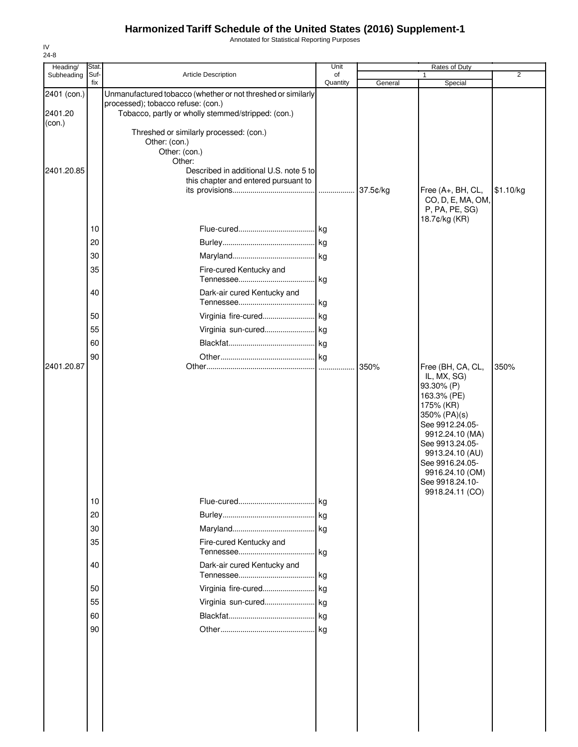# Harmonized Tariff Schedule of the United States (2016) Supplement-1

Annotated for Statistical Reporting Purposes

IV
24-8

| Heading/ Subheading | Stat. Suf- fix | Article Description | Unit of Quantity | Rates of Duty 1 General | Special | 2 |
|---|---|---|---|---|---|---|
| 2401 (con.) | | Unmanufactured tobacco (whether or not threshed or similarly processed); tobacco refuse: (con.) | | | | |
| 2401.20 (con.) | | Tobacco, partly or wholly stemmed/stripped: (con.) | | | | |
| | | Threshed or similarly processed: (con.) | | | | |
| | | Other: (con.) | | | | |
| | | Other: (con.) | | | | |
| | | Other: | | | | |
| 2401.20.85 | | Described in additional U.S. note 5 to this chapter and entered pursuant to its provisions | | 37.5¢/kg | Free (A+, BH, CL, CO, D, E, MA, OM, P, PA, PE, SG) 18.7¢/kg (KR) | $1.10/kg |
| | 10 | Flue-cured | kg | | | |
| | 20 | Burley | kg | | | |
| | 30 | Maryland | kg | | | |
| | 35 | Fire-cured Kentucky and Tennessee | kg | | | |
| | 40 | Dark-air cured Kentucky and Tennessee | kg | | | |
| | 50 | Virginia fire-cured | kg | | | |
| | 55 | Virginia sun-cured | kg | | | |
| | 60 | Blackfat | kg | | | |
| | 90 | Other | kg | | | |
| 2401.20.87 | | Other | | 350% | Free (BH, CA, CL, IL, MX, SG) 93.30% (P) 163.3% (PE) 175% (KR) 350% (PA)(s) See 9912.24.05-9912.24.10 (MA) See 9913.24.05-9913.24.10 (AU) See 9916.24.05-9916.24.10 (OM) See 9918.24.10-9918.24.11 (CO) | 350% |
| | 10 | Flue-cured | kg | | | |
| | 20 | Burley | kg | | | |
| | 30 | Maryland | kg | | | |
| | 35 | Fire-cured Kentucky and Tennessee | kg | | | |
| | 40 | Dark-air cured Kentucky and Tennessee | kg | | | |
| | 50 | Virginia fire-cured | kg | | | |
| | 55 | Virginia sun-cured | kg | | | |
| | 60 | Blackfat | kg | | | |
| | 90 | Other | kg | | | |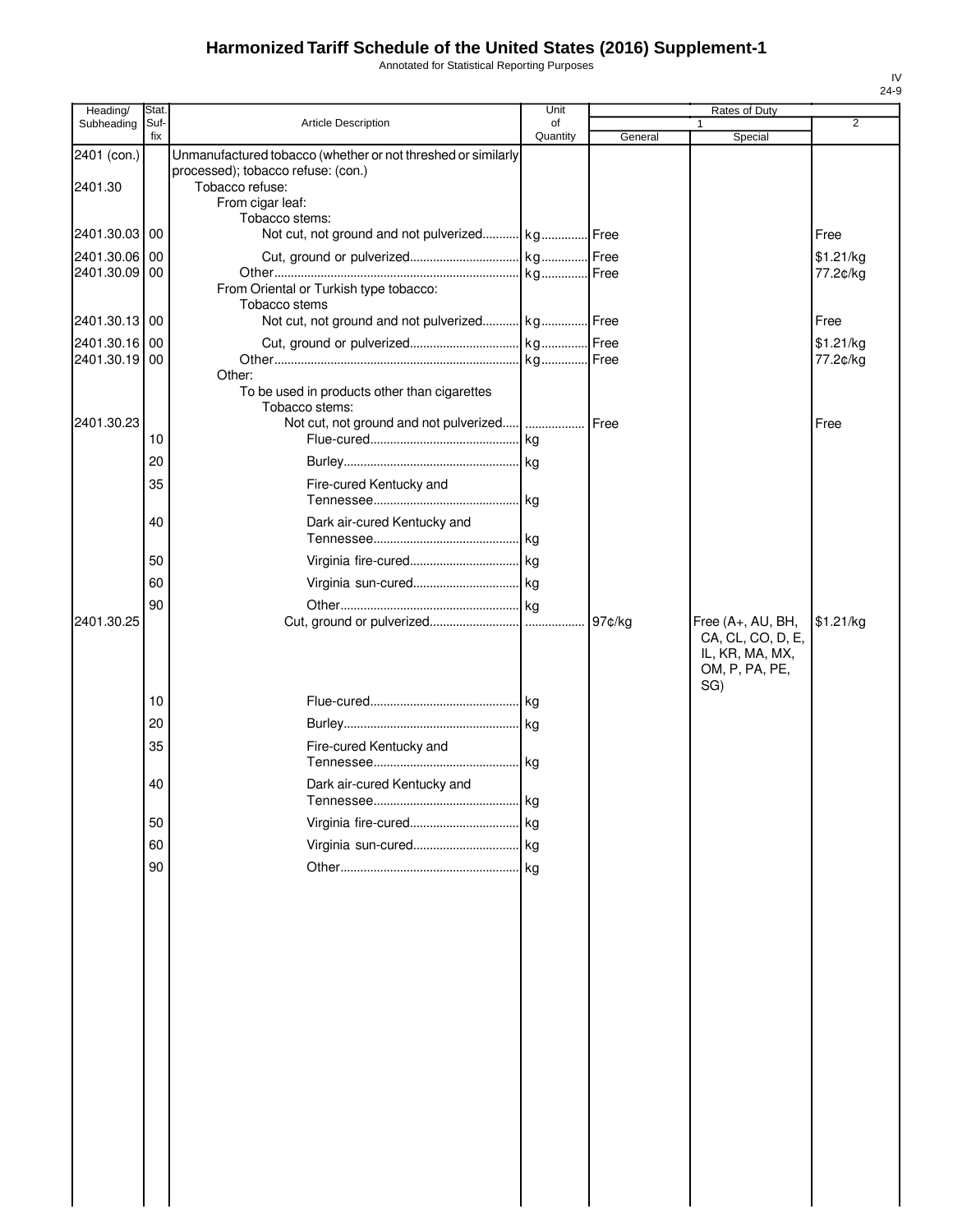# Harmonized Tariff Schedule of the United States (2016) Supplement-1

Annotated for Statistical Reporting Purposes

IV
24-9

| Heading/ Subheading | Stat. Suf- fix | Article Description | Unit of Quantity | Rates of Duty 1 General | Rates of Duty 1 Special | Rates of Duty 2 |
|---|---|---|---|---|---|---|
| 2401 (con.) | | Unmanufactured tobacco (whether or not threshed or similarly processed); tobacco refuse: (con.) | | | | |
| 2401.30 | | Tobacco refuse: | | | | |
| | | From cigar leaf: | | | | |
| | | Tobacco stems: | | | | |
| 2401.30.03 | 00 | Not cut, not ground and not pulverized | kg | Free | | Free |
| 2401.30.06 | 00 | Cut, ground or pulverized | kg | Free | | $1.21/kg |
| 2401.30.09 | 00 | Other | kg | Free | | 77.2¢/kg |
| | | From Oriental or Turkish type tobacco: | | | | |
| | | Tobacco stems | | | | |
| 2401.30.13 | 00 | Not cut, not ground and not pulverized | kg | Free | | Free |
| 2401.30.16 | 00 | Cut, ground or pulverized | kg | Free | | $1.21/kg |
| 2401.30.19 | 00 | Other | kg | Free | | 77.2¢/kg |
| | | Other: | | | | |
| | | To be used in products other than cigarettes | | | | |
| | | Tobacco stems: | | | | |
| 2401.30.23 | | Not cut, not ground and not pulverized | | Free | | Free |
| | 10 | Flue-cured | kg | | | |
| | 20 | Burley | kg | | | |
| | 35 | Fire-cured Kentucky and Tennessee | kg | | | |
| | 40 | Dark air-cured Kentucky and Tennessee | kg | | | |
| | 50 | Virginia fire-cured | kg | | | |
| | 60 | Virginia sun-cured | kg | | | |
| | 90 | Other | kg | | | |
| 2401.30.25 | | Cut, ground or pulverized | | 97¢/kg | Free (A+, AU, BH, CA, CL, CO, D, E, IL, KR, MA, MX, OM, P, PA, PE, SG) | $1.21/kg |
| | 10 | Flue-cured | kg | | | |
| | 20 | Burley | kg | | | |
| | 35 | Fire-cured Kentucky and Tennessee | kg | | | |
| | 40 | Dark air-cured Kentucky and Tennessee | kg | | | |
| | 50 | Virginia fire-cured | kg | | | |
| | 60 | Virginia sun-cured | kg | | | |
| | 90 | Other | kg | | | |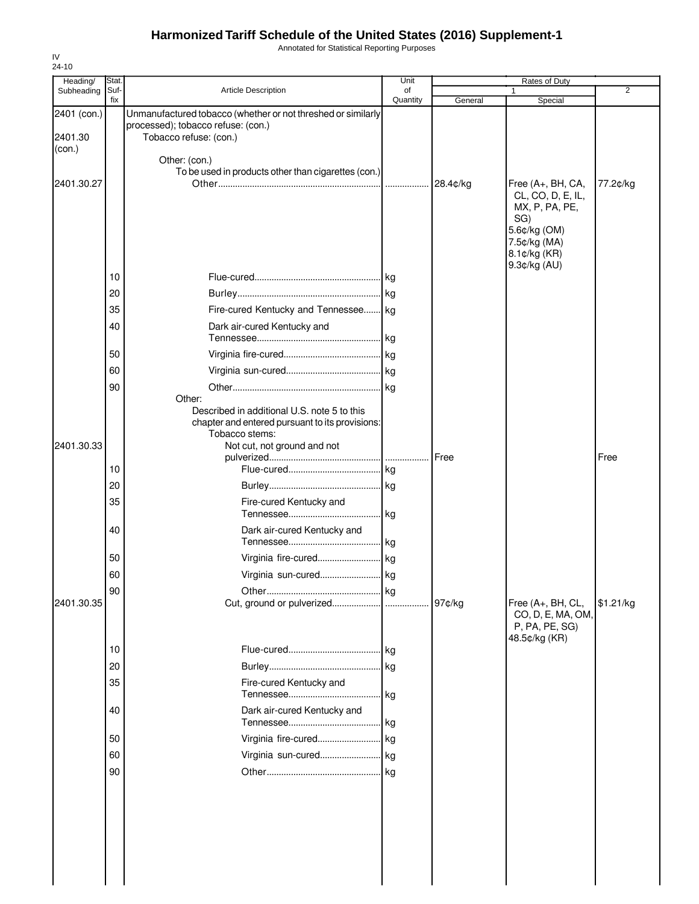# Harmonized Tariff Schedule of the United States (2016) Supplement-1

Annotated for Statistical Reporting Purposes

IV
24-10

| Heading/ Subheading | Stat. Suf- fix | Article Description | Unit of Quantity | Rates of Duty 1 General | 1 Special | 2 |
|---|---|---|---|---|---|---|
| 2401 (con.) | | Unmanufactured tobacco (whether or not threshed or similarly processed); tobacco refuse: (con.) | | | | |
| 2401.30 (con.) | | Tobacco refuse: (con.) | | | | |
| | | Other: (con.) | | | | |
| | | To be used in products other than cigarettes (con.) | | | | |
| 2401.30.27 | | Other | | 28.4¢/kg | Free (A+, BH, CA, CL, CO, D, E, IL, MX, P, PA, PE, SG) 5.6¢/kg (OM) 7.5¢/kg (MA) 8.1¢/kg (KR) 9.3¢/kg (AU) | 77.2¢/kg |
| | 10 | Flue-cured | kg | | | |
| | 20 | Burley | kg | | | |
| | 35 | Fire-cured Kentucky and Tennessee | kg | | | |
| | 40 | Dark air-cured Kentucky and Tennessee | kg | | | |
| | 50 | Virginia fire-cured | kg | | | |
| | 60 | Virginia sun-cured | kg | | | |
| | 90 | Other | kg | | | |
| | | Other: | | | | |
| | | Described in additional U.S. note 5 to this chapter and entered pursuant to its provisions: | | | | |
| | | Tobacco stems: | | | | |
| 2401.30.33 | | Not cut, not ground and not pulverized | | Free | | Free |
| | 10 | Flue-cured | kg | | | |
| | 20 | Burley | kg | | | |
| | 35 | Fire-cured Kentucky and Tennessee | kg | | | |
| | 40 | Dark air-cured Kentucky and Tennessee | kg | | | |
| | 50 | Virginia fire-cured | kg | | | |
| | 60 | Virginia sun-cured | kg | | | |
| | 90 | Other | kg | | | |
| 2401.30.35 | | Cut, ground or pulverized | | 97¢/kg | Free (A+, BH, CL, CO, D, E, MA, OM, P, PA, PE, SG) 48.5¢/kg (KR) | $1.21/kg |
| | 10 | Flue-cured | kg | | | |
| | 20 | Burley | kg | | | |
| | 35 | Fire-cured Kentucky and Tennessee | kg | | | |
| | 40 | Dark air-cured Kentucky and Tennessee | kg | | | |
| | 50 | Virginia fire-cured | kg | | | |
| | 60 | Virginia sun-cured | kg | | | |
| | 90 | Other | kg | | | |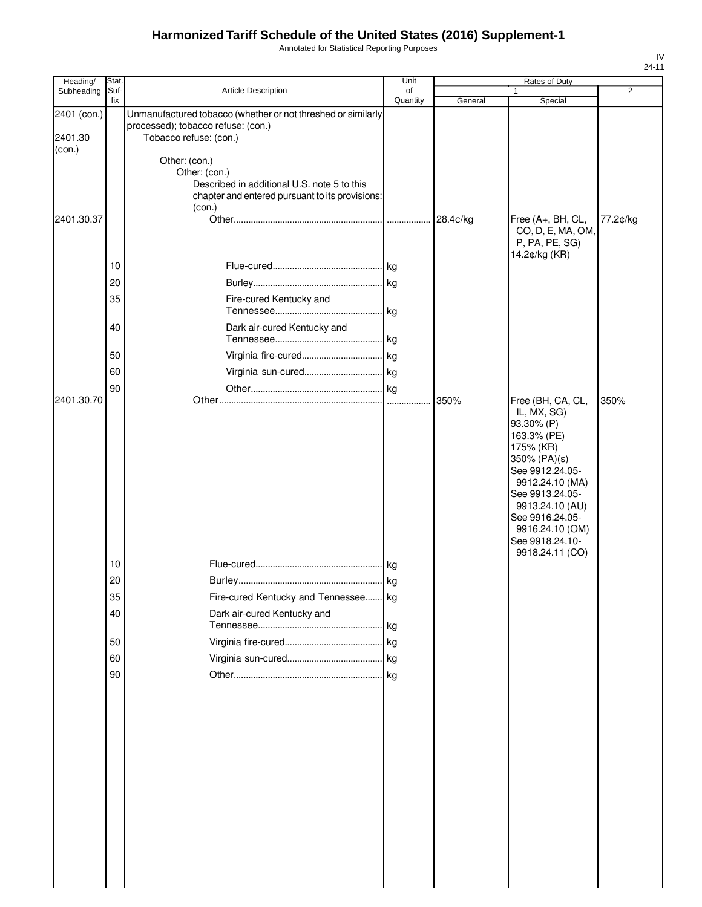# Harmonized Tariff Schedule of the United States (2016) Supplement-1

Annotated for Statistical Reporting Purposes

IV
24-11

| Heading/ Subheading | Stat. Suf-fix | Article Description | Unit of Quantity | Rates of Duty 1 General | Special | 2 |
|---|---|---|---|---|---|---|
| 2401 (con.) | | Unmanufactured tobacco (whether or not threshed or similarly processed); tobacco refuse: (con.) | | | | |
| 2401.30 (con.) | | Tobacco refuse: (con.) | | | | |
| | | Other: (con.) | | | | |
| | | Other: (con.) | | | | |
| | | Described in additional U.S. note 5 to this chapter and entered pursuant to its provisions: (con.) | | | | |
| 2401.30.37 | | Other | | 28.4¢/kg | Free (A+, BH, CL, CO, D, E, MA, OM, P, PA, PE, SG) 14.2¢/kg (KR) | 77.2¢/kg |
| | 10 | Flue-cured | kg | | | |
| | 20 | Burley | kg | | | |
| | 35 | Fire-cured Kentucky and Tennessee | kg | | | |
| | 40 | Dark air-cured Kentucky and Tennessee | kg | | | |
| | 50 | Virginia fire-cured | kg | | | |
| | 60 | Virginia sun-cured | kg | | | |
| | 90 | Other | kg | | | |
| 2401.30.70 | | Other | | 350% | Free (BH, CA, CL, IL, MX, SG) 93.30% (P) 163.3% (PE) 175% (KR) 350% (PA)(s) See 9912.24.05-9912.24.10 (MA) See 9913.24.05-9913.24.10 (AU) See 9916.24.05-9916.24.10 (OM) See 9918.24.10-9918.24.11 (CO) | 350% |
| | 10 | Flue-cured | kg | | | |
| | 20 | Burley | kg | | | |
| | 35 | Fire-cured Kentucky and Tennessee | kg | | | |
| | 40 | Dark air-cured Kentucky and Tennessee | kg | | | |
| | 50 | Virginia fire-cured | kg | | | |
| | 60 | Virginia sun-cured | kg | | | |
| | 90 | Other | kg | | | |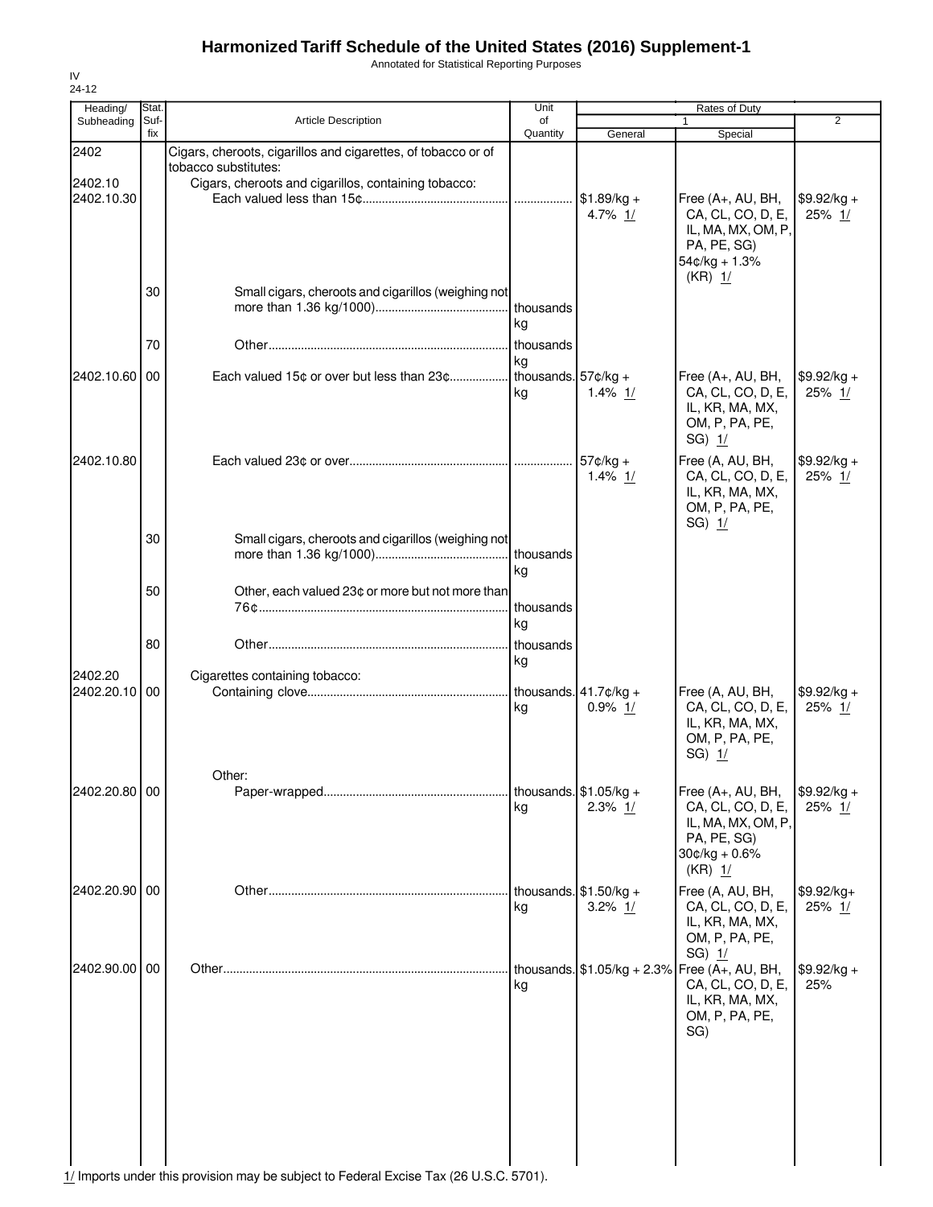# Harmonized Tariff Schedule of the United States (2016) Supplement-1

Annotated for Statistical Reporting Purposes

IV
24-12

| Heading/ Subheading | Stat. Suf-fix | Article Description | Unit of Quantity | Rates of Duty 1 General | Rates of Duty 1 Special | Rates of Duty 2 |
|---|---|---|---|---|---|---|
| 2402 | | Cigars, cheroots, cigarillos and cigarettes, of tobacco or of tobacco substitutes: | | | | |
| 2402.10 | | Cigars, cheroots and cigarillos, containing tobacco: | | | | |
| 2402.10.30 | | Each valued less than 15¢ | | $1.89/kg + 4.7% 1/ | Free (A+, AU, BH, CA, CL, CO, D, E, IL, MA, MX, OM, P, PA, PE, SG) 54¢/kg + 1.3% (KR) 1/ | $9.92/kg + 25% 1/ |
| | 30 | Small cigars, cheroots and cigarillos (weighing not more than 1.36 kg/1000) | thousands kg | | | |
| | 70 | Other | thousands kg | | | |
| 2402.10.60 | 00 | Each valued 15¢ or over but less than 23¢ | thousands. kg | 57¢/kg + 1.4% 1/ | Free (A+, AU, BH, CA, CL, CO, D, E, IL, KR, MA, MX, OM, P, PA, PE, SG) 1/ | $9.92/kg + 25% 1/ |
| 2402.10.80 | | Each valued 23¢ or over | | 57¢/kg + 1.4% 1/ | Free (A, AU, BH, CA, CL, CO, D, E, IL, KR, MA, MX, OM, P, PA, PE, SG) 1/ | $9.92/kg + 25% 1/ |
| | 30 | Small cigars, cheroots and cigarillos (weighing not more than 1.36 kg/1000) | thousands kg | | | |
| | 50 | Other, each valued 23¢ or more but not more than 76¢ | thousands kg | | | |
| | 80 | Other | thousands kg | | | |
| 2402.20 | | Cigarettes containing tobacco: | | | | |
| 2402.20.10 | 00 | Containing clove | thousands. kg | 41.7¢/kg + 0.9% 1/ | Free (A, AU, BH, CA, CL, CO, D, E, IL, KR, MA, MX, OM, P, PA, PE, SG) 1/ | $9.92/kg + 25% 1/ |
| | | Other: | | | | |
| 2402.20.80 | 00 | Paper-wrapped | thousands. kg | $1.05/kg + 2.3% 1/ | Free (A+, AU, BH, CA, CL, CO, D, E, IL, MA, MX, OM, P, PA, PE, SG) 30¢/kg + 0.6% (KR) 1/ | $9.92/kg + 25% 1/ |
| 2402.20.90 | 00 | Other | thousands. kg | $1.50/kg + 3.2% 1/ | Free (A, AU, BH, CA, CL, CO, D, E, IL, KR, MA, MX, OM, P, PA, PE, SG) 1/ | $9.92/kg+ 25% 1/ |
| 2402.90.00 | 00 | Other | thousands. kg | $1.05/kg + 2.3% | Free (A+, AU, BH, CA, CL, CO, D, E, IL, KR, MA, MX, OM, P, PA, PE, SG) | $9.92/kg + 25% |

1/ Imports under this provision may be subject to Federal Excise Tax (26 U.S.C. 5701).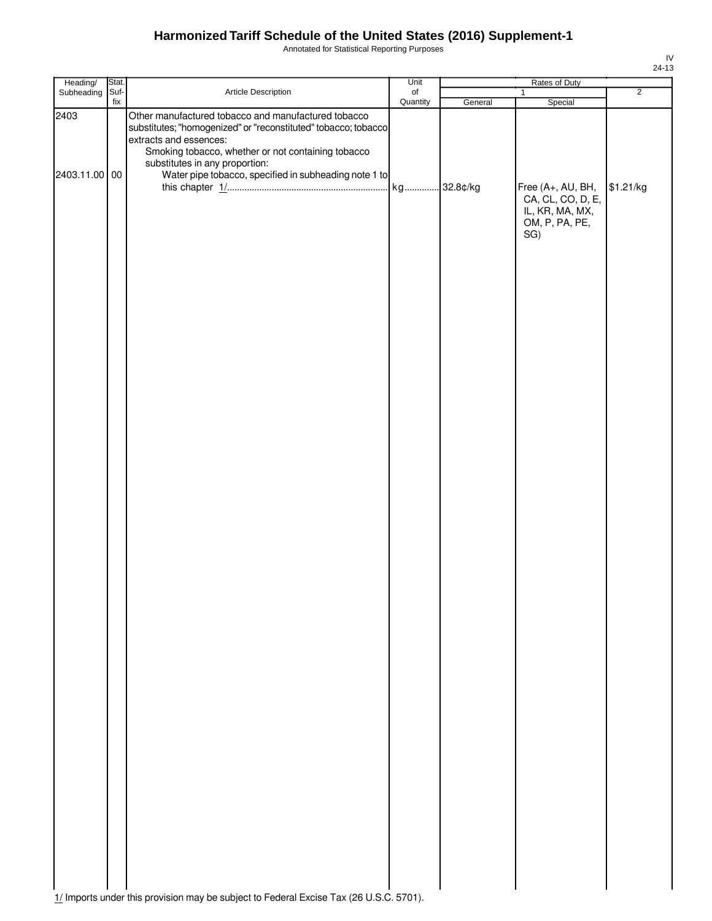# Harmonized Tariff Schedule of the United States (2016) Supplement-1

Annotated for Statistical Reporting Purposes

| Heading/ Subheading | Stat. Suf- fix | Article Description | Unit of Quantity | Rates of Duty 1 General | Rates of Duty 1 Special | Rates of Duty 2 |
|---|---|---|---|---|---|---|
| 2403 | | Other manufactured tobacco and manufactured tobacco substitutes; "homogenized" or "reconstituted" tobacco; tobacco extracts and essences: | | | | |
| | | Smoking tobacco, whether or not containing tobacco substitutes in any proportion: | | | | |
| 2403.11.00 | 00 | Water pipe tobacco, specified in subheading note 1 to this chapter 1/ | kg | 32.8¢/kg | Free (A+, AU, BH, CA, CL, CO, D, E, IL, KR, MA, MX, OM, P, PA, PE, SG) | $1.21/kg |

1/ Imports under this provision may be subject to Federal Excise Tax (26 U.S.C. 5701).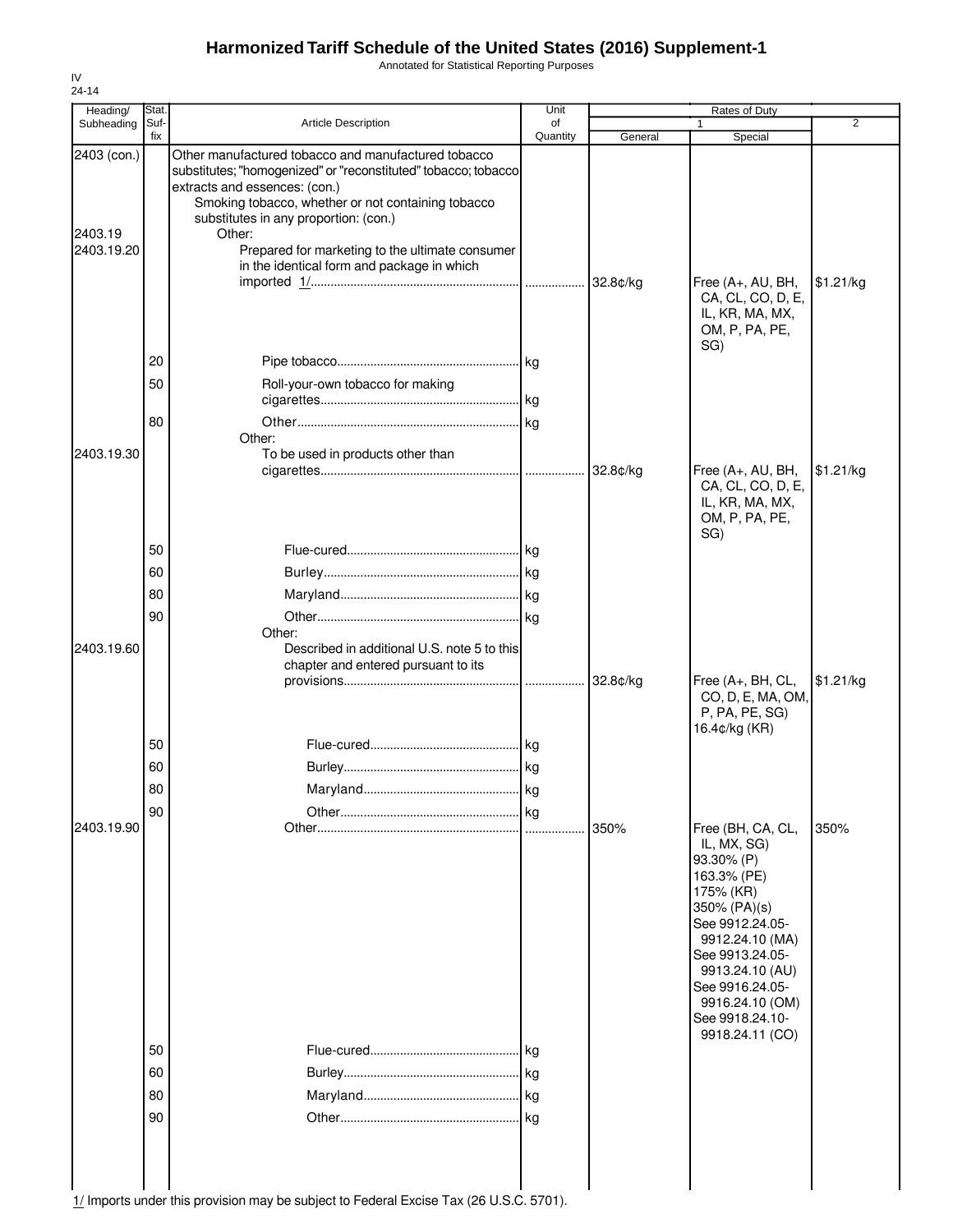# Harmonized Tariff Schedule of the United States (2016) Supplement-1

Annotated for Statistical Reporting Purposes

IV
24-14

| Heading/ Subheading | Stat. Suf- fix | Article Description | Unit of Quantity | Rates of Duty 1 General | Rates of Duty 1 Special | Rates of Duty 2 |
|---|---|---|---|---|---|---|
| 2403 (con.) | | Other manufactured tobacco and manufactured tobacco substitutes; "homogenized" or "reconstituted" tobacco; tobacco extracts and essences: (con.) | | | | |
| | | Smoking tobacco, whether or not containing tobacco substitutes in any proportion: (con.) | | | | |
| 2403.19 | | Other: | | | | |
| 2403.19.20 | | Prepared for marketing to the ultimate consumer in the identical form and package in which imported 1/ | | 32.8¢/kg | Free (A+, AU, BH, CA, CL, CO, D, E, IL, KR, MA, MX, OM, P, PA, PE, SG) | $1.21/kg |
| | 20 | Pipe tobacco | kg | | | |
| | 50 | Roll-your-own tobacco for making cigarettes | kg | | | |
| | 80 | Other | kg | | | |
| | | Other: | | | | |
| 2403.19.30 | | To be used in products other than cigarettes | | 32.8¢/kg | Free (A+, AU, BH, CA, CL, CO, D, E, IL, KR, MA, MX, OM, P, PA, PE, SG) | $1.21/kg |
| | 50 | Flue-cured | kg | | | |
| | 60 | Burley | kg | | | |
| | 80 | Maryland | kg | | | |
| | 90 | Other | kg | | | |
| | | Other: | | | | |
| 2403.19.60 | | Described in additional U.S. note 5 to this chapter and entered pursuant to its provisions | | 32.8¢/kg | Free (A+, BH, CL, CO, D, E, MA, OM, P, PA, PE, SG) 16.4¢/kg (KR) | $1.21/kg |
| | 50 | Flue-cured | kg | | | |
| | 60 | Burley | kg | | | |
| | 80 | Maryland | kg | | | |
| | 90 | Other | kg | | | |
| 2403.19.90 | | Other | | 350% | Free (BH, CA, CL, IL, MX, SG) 93.30% (P) 163.3% (PE) 175% (KR) 350% (PA)(s) See 9912.24.05-9912.24.10 (MA) See 9913.24.05-9913.24.10 (AU) See 9916.24.05-9916.24.10 (OM) See 9918.24.10-9918.24.11 (CO) | 350% |
| | 50 | Flue-cured | kg | | | |
| | 60 | Burley | kg | | | |
| | 80 | Maryland | kg | | | |
| | 90 | Other | kg | | | |

1/ Imports under this provision may be subject to Federal Excise Tax (26 U.S.C. 5701).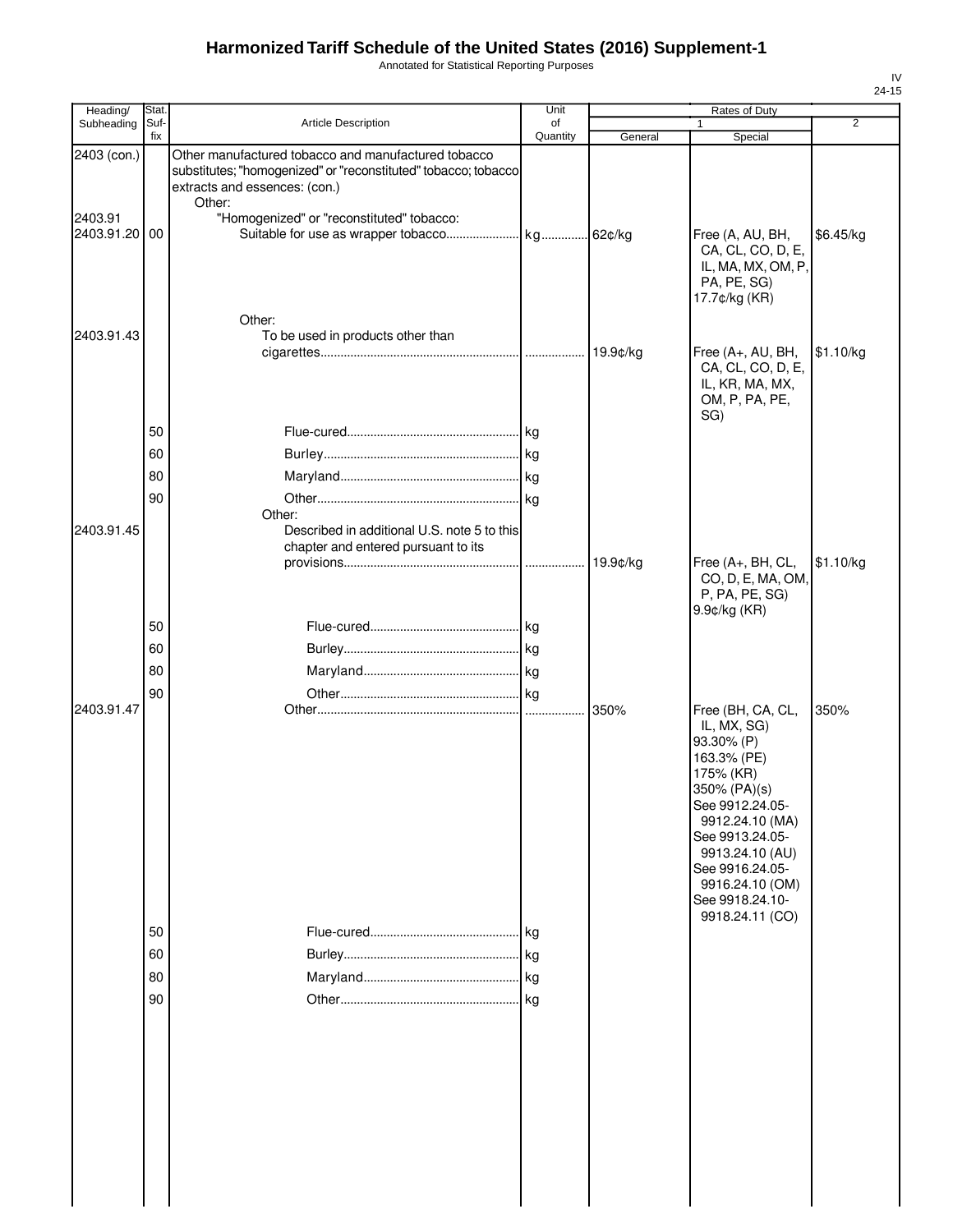# Harmonized Tariff Schedule of the United States (2016) Supplement-1

Annotated for Statistical Reporting Purposes

| Heading/ Subheading | Stat. Suf-fix | Article Description | Unit of Quantity | Rates of Duty 1 General | Special | 2 |
|---|---|---|---|---|---|---|
| 2403 (con.) | | Other manufactured tobacco and manufactured tobacco substitutes; "homogenized" or "reconstituted" tobacco; tobacco extracts and essences: (con.) | | | | |
| | | Other: | | | | |
| 2403.91 | | "Homogenized" or "reconstituted" tobacco: | | | | |
| 2403.91.20 | 00 | Suitable for use as wrapper tobacco | kg | 62¢/kg | Free (A, AU, BH, CA, CL, CO, D, E, IL, MA, MX, OM, P, PA, PE, SG) 17.7¢/kg (KR) | $6.45/kg |
| | | Other: | | | | |
| 2403.91.43 | | To be used in products other than cigarettes | | 19.9¢/kg | Free (A+, AU, BH, CA, CL, CO, D, E, IL, KR, MA, MX, OM, P, PA, PE, SG) | $1.10/kg |
| | 50 | Flue-cured | kg | | | |
| | 60 | Burley | kg | | | |
| | 80 | Maryland | kg | | | |
| | 90 | Other | kg | | | |
| | | Other: | | | | |
| 2403.91.45 | | Described in additional U.S. note 5 to this chapter and entered pursuant to its provisions | | 19.9¢/kg | Free (A+, BH, CL, CO, D, E, MA, OM, P, PA, PE, SG) 9.9¢/kg (KR) | $1.10/kg |
| | 50 | Flue-cured | kg | | | |
| | 60 | Burley | kg | | | |
| | 80 | Maryland | kg | | | |
| | 90 | Other | kg | | | |
| 2403.91.47 | | Other | | 350% | Free (BH, CA, CL, IL, MX, SG) 93.30% (P) 163.3% (PE) 175% (KR) 350% (PA)(s) See 9912.24.05-9912.24.10 (MA) See 9913.24.05-9913.24.10 (AU) See 9916.24.05-9916.24.10 (OM) See 9918.24.10-9918.24.11 (CO) | 350% |
| | 50 | Flue-cured | kg | | | |
| | 60 | Burley | kg | | | |
| | 80 | Maryland | kg | | | |
| | 90 | Other | kg | | | |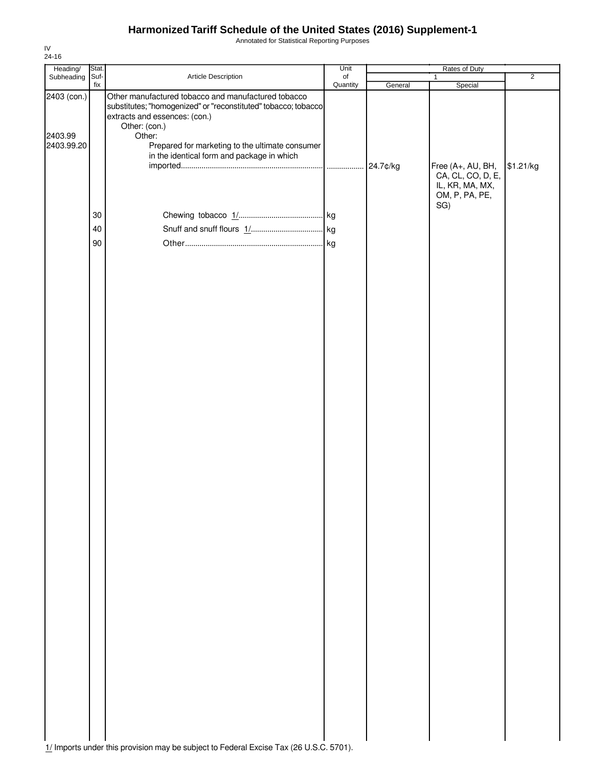# Harmonized Tariff Schedule of the United States (2016) Supplement-1

Annotated for Statistical Reporting Purposes

IV
24-16

| Heading/ Subheading | Stat. Suf- fix | Article Description | Unit of Quantity | Rates of Duty 1 General | Rates of Duty 1 Special | Rates of Duty 2 |
|---|---|---|---|---|---|---|
| 2403 (con.) | | Other manufactured tobacco and manufactured tobacco substitutes; "homogenized" or "reconstituted" tobacco; tobacco extracts and essences: (con.) | | | | |
| | | Other: (con.) | | | | |
| 2403.99 | | Other: | | | | |
| 2403.99.20 | | Prepared for marketing to the ultimate consumer in the identical form and package in which imported | | 24.7¢/kg | Free (A+, AU, BH, CA, CL, CO, D, E, IL, KR, MA, MX, OM, P, PA, PE, SG) | $1.21/kg |
| | 30 | Chewing tobacco 1/ | kg | | | |
| | 40 | Snuff and snuff flours 1/ | kg | | | |
| | 90 | Other | kg | | | |

1/ Imports under this provision may be subject to Federal Excise Tax (26 U.S.C. 5701).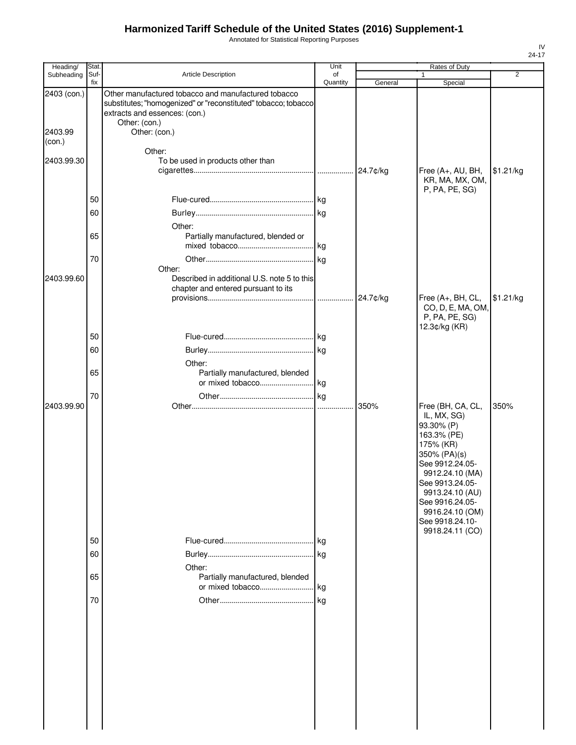# Harmonized Tariff Schedule of the United States (2016) Supplement-1

Annotated for Statistical Reporting Purposes

| Heading/ Subheading | Stat. Suf- fix | Article Description | Unit of Quantity | Rates of Duty 1 General | Special | 2 |
|---|---|---|---|---|---|---|
| 2403 (con.) | | Other manufactured tobacco and manufactured tobacco substitutes; "homogenized" or "reconstituted" tobacco; tobacco extracts and essences: (con.) | | | | |
| | | Other: (con.) | | | | |
| 2403.99 (con.) | | Other: (con.) | | | | |
| | | Other: | | | | |
| 2403.99.30 | | To be used in products other than cigarettes | | 24.7¢/kg | Free (A+, AU, BH, KR, MA, MX, OM, P, PA, PE, SG) | $1.21/kg |
| | 50 | Flue-cured | kg | | | |
| | 60 | Burley | kg | | | |
| | | Other: | | | | |
| | 65 | Partially manufactured, blended or mixed tobacco | kg | | | |
| | 70 | Other | kg | | | |
| | | Other: | | | | |
| 2403.99.60 | | Described in additional U.S. note 5 to this chapter and entered pursuant to its provisions | | 24.7¢/kg | Free (A+, BH, CL, CO, D, E, MA, OM, P, PA, PE, SG) 12.3¢/kg (KR) | $1.21/kg |
| | 50 | Flue-cured | kg | | | |
| | 60 | Burley | kg | | | |
| | | Other: | | | | |
| | 65 | Partially manufactured, blended or mixed tobacco | kg | | | |
| | 70 | Other | kg | | | |
| 2403.99.90 | | Other | | 350% | Free (BH, CA, CL, IL, MX, SG) 93.30% (P) 163.3% (PE) 175% (KR) 350% (PA)(s) See 9912.24.05-9912.24.10 (MA) See 9913.24.05-9913.24.10 (AU) See 9916.24.05-9916.24.10 (OM) See 9918.24.10-9918.24.11 (CO) | 350% |
| | 50 | Flue-cured | kg | | | |
| | 60 | Burley | kg | | | |
| | | Other: | | | | |
| | 65 | Partially manufactured, blended or mixed tobacco | kg | | | |
| | 70 | Other | kg | | | |